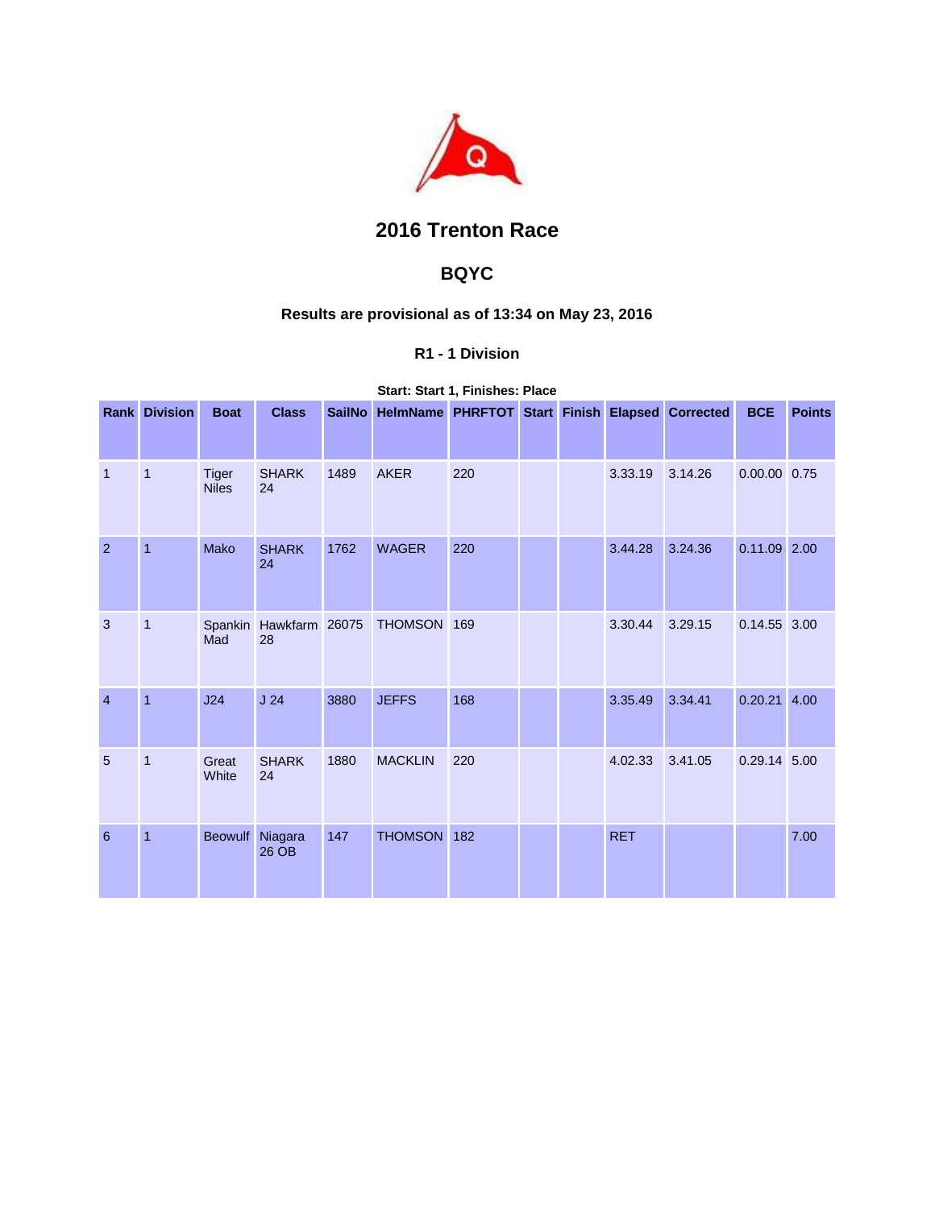# 2016 Trenton Race

## BQYC

### Results are provisional as of 13:34 on May 23, 2016

#### R1 - 1 Division

**Start: Start 1, Finishes: Place**

| Rank | Division | Boat | Class | SailNo | HelmName | PHRFTOT | Start | Finish | Elapsed | Corrected | BCE | Points |
|---|---|---|---|---|---|---|---|---|---|---|---|---|
| 1 | 1 | Tiger Niles | SHARK 24 | 1489 | AKER | 220 | | | 3.33.19 | 3.14.26 | 0.00.00 | 0.75 |
| 2 | 1 | Mako | SHARK 24 | 1762 | WAGER | 220 | | | 3.44.28 | 3.24.36 | 0.11.09 | 2.00 |
| 3 | 1 | Spankin Mad | Hawkfarm 28 | 26075 | THOMSON | 169 | | | 3.30.44 | 3.29.15 | 0.14.55 | 3.00 |
| 4 | 1 | J24 | J 24 | 3880 | JEFFS | 168 | | | 3.35.49 | 3.34.41 | 0.20.21 | 4.00 |
| 5 | 1 | Great White | SHARK 24 | 1880 | MACKLIN | 220 | | | 4.02.33 | 3.41.05 | 0.29.14 | 5.00 |
| 6 | 1 | Beowulf | Niagara 26 OB | 147 | THOMSON | 182 | | | RET | | | 7.00 |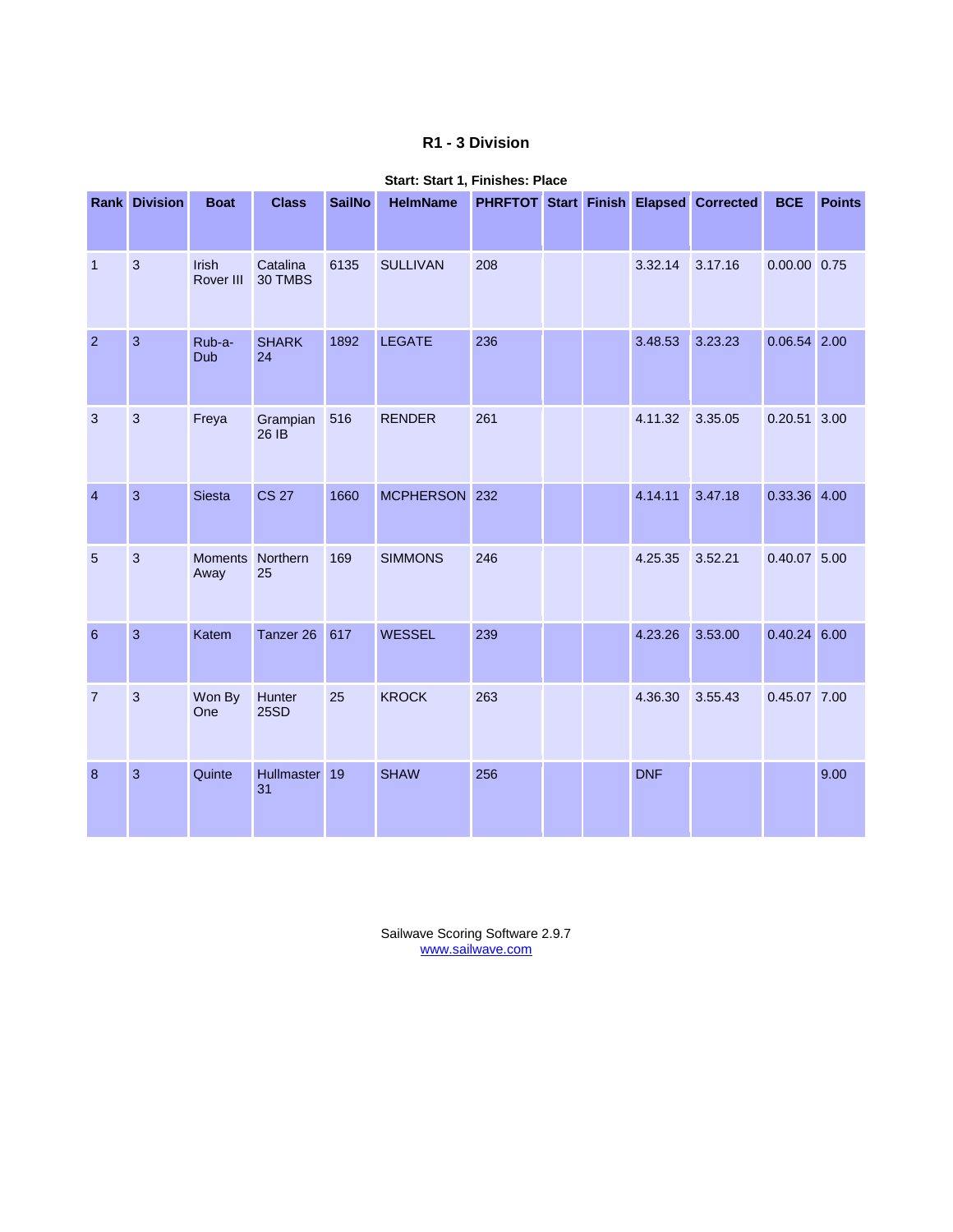## R1 - 3 Division

**Start: Start 1, Finishes: Place**

| Rank | Division | Boat | Class | SailNo | HelmName | PHRFTOT | Start | Finish | Elapsed | Corrected | BCE | Points |
|---|---|---|---|---|---|---|---|---|---|---|---|---|
| 1 | 3 | Irish Rover III | Catalina 30 TMBS | 6135 | SULLIVAN | 208 | | | 3.32.14 | 3.17.16 | 0.00.00 | 0.75 |
| 2 | 3 | Rub-a-Dub | SHARK 24 | 1892 | LEGATE | 236 | | | 3.48.53 | 3.23.23 | 0.06.54 | 2.00 |
| 3 | 3 | Freya | Grampian 26 IB | 516 | RENDER | 261 | | | 4.11.32 | 3.35.05 | 0.20.51 | 3.00 |
| 4 | 3 | Siesta | CS 27 | 1660 | MCPHERSON | 232 | | | 4.14.11 | 3.47.18 | 0.33.36 | 4.00 |
| 5 | 3 | Moments Away | Northern 25 | 169 | SIMMONS | 246 | | | 4.25.35 | 3.52.21 | 0.40.07 | 5.00 |
| 6 | 3 | Katem | Tanzer 26 | 617 | WESSEL | 239 | | | 4.23.26 | 3.53.00 | 0.40.24 | 6.00 |
| 7 | 3 | Won By One | Hunter 25SD | 25 | KROCK | 263 | | | 4.36.30 | 3.55.43 | 0.45.07 | 7.00 |
| 8 | 3 | Quinte | Hullmaster 31 | 19 | SHAW | 256 | | | DNF | | | 9.00 |

Sailwave Scoring Software 2.9.7
www.sailwave.com